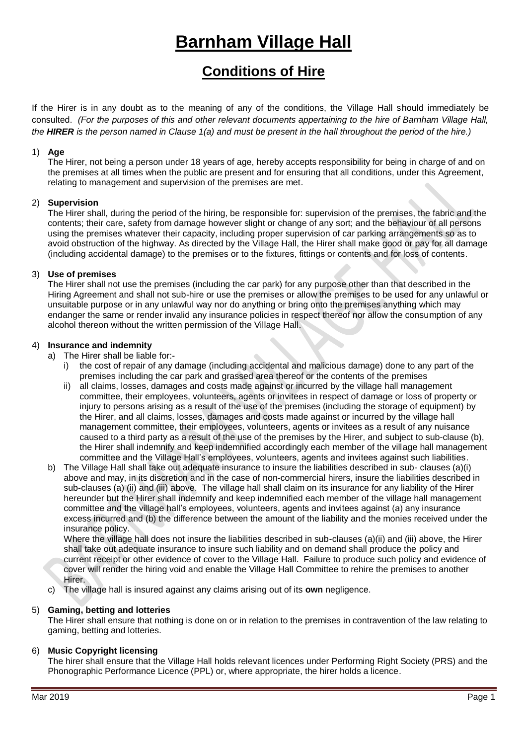# Barnham Village Hall

## Conditions of Hire

If the Hirer is in any doubt as to the meaning of any of the conditions, the Village Hall should immediately be consulted. *(For the purposes of this and other relevant documents appertaining to the hire of Barnham Village Hall, the **HIRER** is the person named in Clause 1(a) and must be present in the hall throughout the period of the hire.)*

1) **Age**

   The Hirer, not being a person under 18 years of age, hereby accepts responsibility for being in charge of and on the premises at all times when the public are present and for ensuring that all conditions, under this Agreement, relating to management and supervision of the premises are met.

2) **Supervision**

   The Hirer shall, during the period of the hiring, be responsible for: supervision of the premises, the fabric and the contents; their care, safety from damage however slight or change of any sort; and the behaviour of all persons using the premises whatever their capacity, including proper supervision of car parking arrangements so as to avoid obstruction of the highway. As directed by the Village Hall, the Hirer shall make good or pay for all damage (including accidental damage) to the premises or to the fixtures, fittings or contents and for loss of contents.

3) **Use of premises**

   The Hirer shall not use the premises (including the car park) for any purpose other than that described in the Hiring Agreement and shall not sub-hire or use the premises or allow the premises to be used for any unlawful or unsuitable purpose or in any unlawful way nor do anything or bring onto the premises anything which may endanger the same or render invalid any insurance policies in respect thereof nor allow the consumption of any alcohol thereon without the written permission of the Village Hall.

4) **Insurance and indemnity**

   a) The Hirer shall be liable for:-

      i) the cost of repair of any damage (including accidental and malicious damage) done to any part of the premises including the car park and grassed area thereof or the contents of the premises

      ii) all claims, losses, damages and costs made against or incurred by the village hall management committee, their employees, volunteers, agents or invitees in respect of damage or loss of property or injury to persons arising as a result of the use of the premises (including the storage of equipment) by the Hirer, and all claims, losses, damages and costs made against or incurred by the village hall management committee, their employees, volunteers, agents or invitees as a result of any nuisance caused to a third party as a result of the use of the premises by the Hirer, and subject to sub-clause (b), the Hirer shall indemnify and keep indemnified accordingly each member of the village hall management committee and the Village Hall's employees, volunteers, agents and invitees against such liabilities.

   b) The Village Hall shall take out adequate insurance to insure the liabilities described in sub- clauses (a)(i) above and may, in its discretion and in the case of non-commercial hirers, insure the liabilities described in sub-clauses (a) (ii) and (iii) above. The village hall shall claim on its insurance for any liability of the Hirer hereunder but the Hirer shall indemnify and keep indemnified each member of the village hall management committee and the village hall's employees, volunteers, agents and invitees against (a) any insurance excess incurred and (b) the difference between the amount of the liability and the monies received under the insurance policy.

      Where the village hall does not insure the liabilities described in sub-clauses (a)(ii) and (iii) above, the Hirer shall take out adequate insurance to insure such liability and on demand shall produce the policy and current receipt or other evidence of cover to the Village Hall. Failure to produce such policy and evidence of cover will render the hiring void and enable the Village Hall Committee to rehire the premises to another Hirer.

   c) The village hall is insured against any claims arising out of its **own** negligence.

5) **Gaming, betting and lotteries**

   The Hirer shall ensure that nothing is done on or in relation to the premises in contravention of the law relating to gaming, betting and lotteries.

6) **Music Copyright licensing**

   The hirer shall ensure that the Village Hall holds relevant licences under Performing Right Society (PRS) and the Phonographic Performance Licence (PPL) or, where appropriate, the hirer holds a licence.

Mar 2019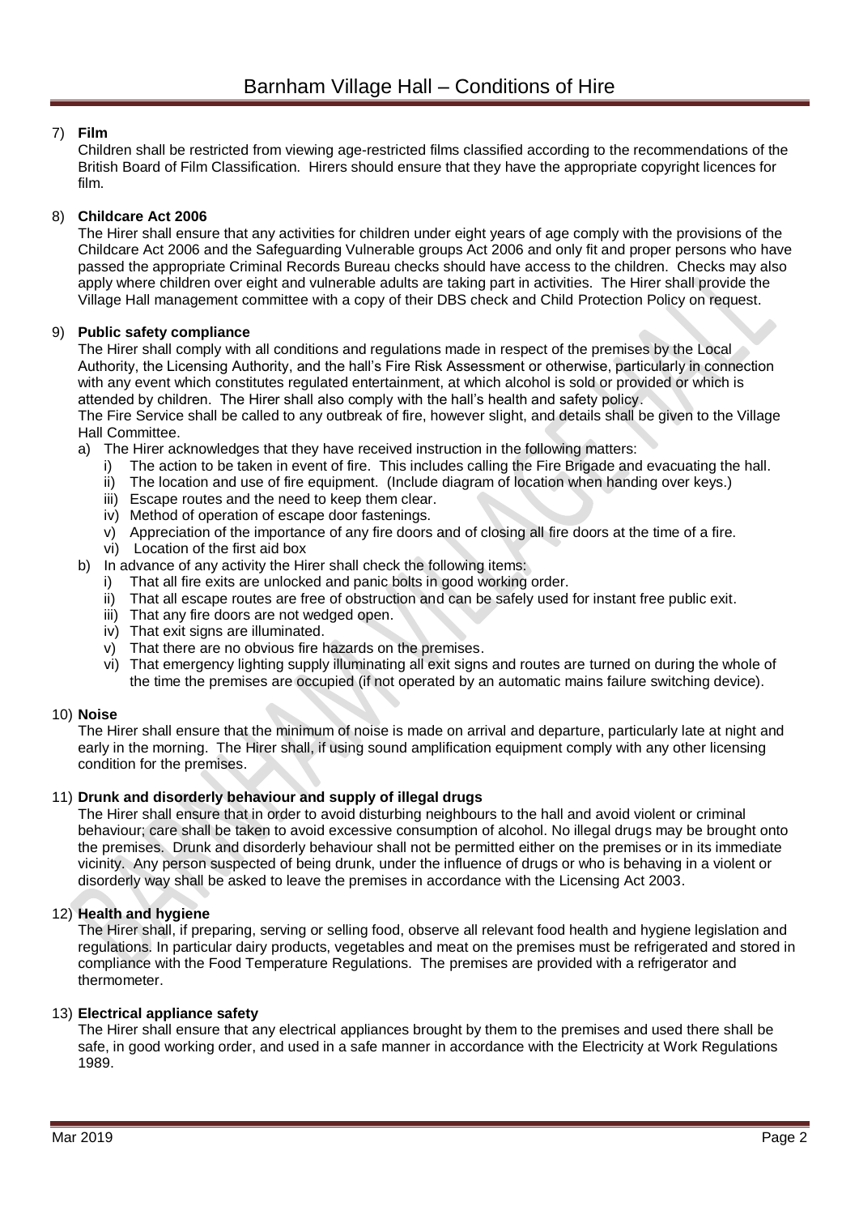# Barnham Village Hall – Conditions of Hire

7) **Film**

Children shall be restricted from viewing age-restricted films classified according to the recommendations of the British Board of Film Classification. Hirers should ensure that they have the appropriate copyright licences for film.

8) **Childcare Act 2006**

The Hirer shall ensure that any activities for children under eight years of age comply with the provisions of the Childcare Act 2006 and the Safeguarding Vulnerable groups Act 2006 and only fit and proper persons who have passed the appropriate Criminal Records Bureau checks should have access to the children. Checks may also apply where children over eight and vulnerable adults are taking part in activities. The Hirer shall provide the Village Hall management committee with a copy of their DBS check and Child Protection Policy on request.

9) **Public safety compliance**

The Hirer shall comply with all conditions and regulations made in respect of the premises by the Local Authority, the Licensing Authority, and the hall's Fire Risk Assessment or otherwise, particularly in connection with any event which constitutes regulated entertainment, at which alcohol is sold or provided or which is attended by children. The Hirer shall also comply with the hall's health and safety policy.

The Fire Service shall be called to any outbreak of fire, however slight, and details shall be given to the Village Hall Committee.

a) The Hirer acknowledges that they have received instruction in the following matters:
   i) The action to be taken in event of fire. This includes calling the Fire Brigade and evacuating the hall.
   ii) The location and use of fire equipment. (Include diagram of location when handing over keys.)
   iii) Escape routes and the need to keep them clear.
   iv) Method of operation of escape door fastenings.
   v) Appreciation of the importance of any fire doors and of closing all fire doors at the time of a fire.
   vi) Location of the first aid box
b) In advance of any activity the Hirer shall check the following items:
   i) That all fire exits are unlocked and panic bolts in good working order.
   ii) That all escape routes are free of obstruction and can be safely used for instant free public exit.
   iii) That any fire doors are not wedged open.
   iv) That exit signs are illuminated.
   v) That there are no obvious fire hazards on the premises.
   vi) That emergency lighting supply illuminating all exit signs and routes are turned on during the whole of the time the premises are occupied (if not operated by an automatic mains failure switching device).

10) **Noise**

The Hirer shall ensure that the minimum of noise is made on arrival and departure, particularly late at night and early in the morning. The Hirer shall, if using sound amplification equipment comply with any other licensing condition for the premises.

11) **Drunk and disorderly behaviour and supply of illegal drugs**

The Hirer shall ensure that in order to avoid disturbing neighbours to the hall and avoid violent or criminal behaviour; care shall be taken to avoid excessive consumption of alcohol. No illegal drugs may be brought onto the premises. Drunk and disorderly behaviour shall not be permitted either on the premises or in its immediate vicinity. Any person suspected of being drunk, under the influence of drugs or who is behaving in a violent or disorderly way shall be asked to leave the premises in accordance with the Licensing Act 2003.

12) **Health and hygiene**

The Hirer shall, if preparing, serving or selling food, observe all relevant food health and hygiene legislation and regulations. In particular dairy products, vegetables and meat on the premises must be refrigerated and stored in compliance with the Food Temperature Regulations. The premises are provided with a refrigerator and thermometer.

13) **Electrical appliance safety**

The Hirer shall ensure that any electrical appliances brought by them to the premises and used there shall be safe, in good working order, and used in a safe manner in accordance with the Electricity at Work Regulations 1989.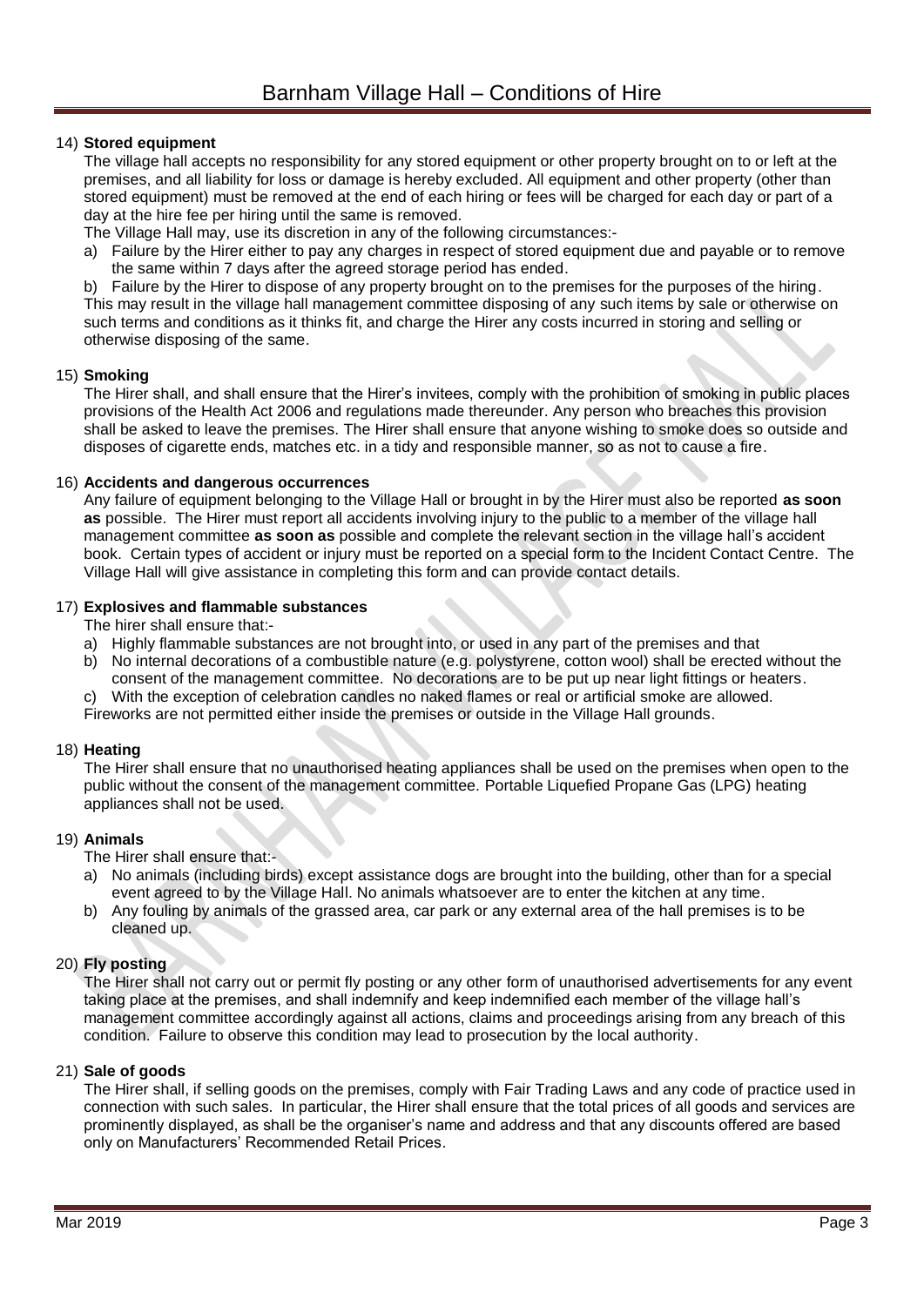14) **Stored equipment**

The village hall accepts no responsibility for any stored equipment or other property brought on to or left at the premises, and all liability for loss or damage is hereby excluded. All equipment and other property (other than stored equipment) must be removed at the end of each hiring or fees will be charged for each day or part of a day at the hire fee per hiring until the same is removed.

The Village Hall may, use its discretion in any of the following circumstances:-

a) Failure by the Hirer either to pay any charges in respect of stored equipment due and payable or to remove the same within 7 days after the agreed storage period has ended.

b) Failure by the Hirer to dispose of any property brought on to the premises for the purposes of the hiring.

This may result in the village hall management committee disposing of any such items by sale or otherwise on such terms and conditions as it thinks fit, and charge the Hirer any costs incurred in storing and selling or otherwise disposing of the same.

15) **Smoking**

The Hirer shall, and shall ensure that the Hirer's invitees, comply with the prohibition of smoking in public places provisions of the Health Act 2006 and regulations made thereunder. Any person who breaches this provision shall be asked to leave the premises. The Hirer shall ensure that anyone wishing to smoke does so outside and disposes of cigarette ends, matches etc. in a tidy and responsible manner, so as not to cause a fire.

16) **Accidents and dangerous occurrences**

Any failure of equipment belonging to the Village Hall or brought in by the Hirer must also be reported **as soon as** possible. The Hirer must report all accidents involving injury to the public to a member of the village hall management committee **as soon as** possible and complete the relevant section in the village hall's accident book. Certain types of accident or injury must be reported on a special form to the Incident Contact Centre. The Village Hall will give assistance in completing this form and can provide contact details.

17) **Explosives and flammable substances**

The hirer shall ensure that:-

a) Highly flammable substances are not brought into, or used in any part of the premises and that

b) No internal decorations of a combustible nature (e.g. polystyrene, cotton wool) shall be erected without the consent of the management committee. No decorations are to be put up near light fittings or heaters.

c) With the exception of celebration candles no naked flames or real or artificial smoke are allowed.

Fireworks are not permitted either inside the premises or outside in the Village Hall grounds.

18) **Heating**

The Hirer shall ensure that no unauthorised heating appliances shall be used on the premises when open to the public without the consent of the management committee. Portable Liquefied Propane Gas (LPG) heating appliances shall not be used.

19) **Animals**

The Hirer shall ensure that:-

a) No animals (including birds) except assistance dogs are brought into the building, other than for a special event agreed to by the Village Hall. No animals whatsoever are to enter the kitchen at any time.

b) Any fouling by animals of the grassed area, car park or any external area of the hall premises is to be cleaned up.

20) **Fly posting**

The Hirer shall not carry out or permit fly posting or any other form of unauthorised advertisements for any event taking place at the premises, and shall indemnify and keep indemnified each member of the village hall's management committee accordingly against all actions, claims and proceedings arising from any breach of this condition. Failure to observe this condition may lead to prosecution by the local authority.

21) **Sale of goods**

The Hirer shall, if selling goods on the premises, comply with Fair Trading Laws and any code of practice used in connection with such sales. In particular, the Hirer shall ensure that the total prices of all goods and services are prominently displayed, as shall be the organiser's name and address and that any discounts offered are based only on Manufacturers' Recommended Retail Prices.

Mar 2019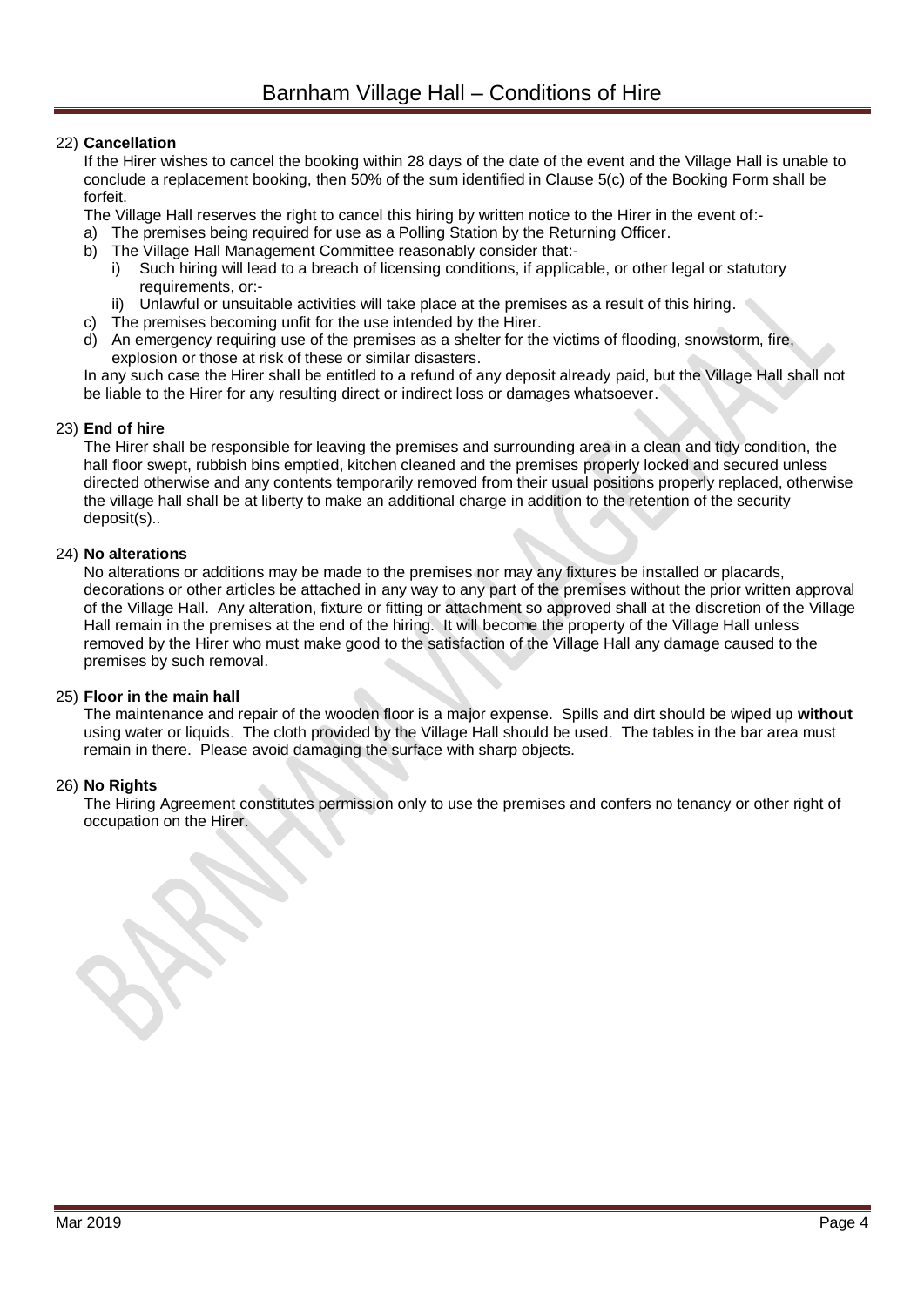22) **Cancellation**

If the Hirer wishes to cancel the booking within 28 days of the date of the event and the Village Hall is unable to conclude a replacement booking, then 50% of the sum identified in Clause 5(c) of the Booking Form shall be forfeit.

The Village Hall reserves the right to cancel this hiring by written notice to the Hirer in the event of:-

a) The premises being required for use as a Polling Station by the Returning Officer.
b) The Village Hall Management Committee reasonably consider that:-
   i) Such hiring will lead to a breach of licensing conditions, if applicable, or other legal or statutory requirements, or:-
   ii) Unlawful or unsuitable activities will take place at the premises as a result of this hiring.
c) The premises becoming unfit for the use intended by the Hirer.
d) An emergency requiring use of the premises as a shelter for the victims of flooding, snowstorm, fire, explosion or those at risk of these or similar disasters.

In any such case the Hirer shall be entitled to a refund of any deposit already paid, but the Village Hall shall not be liable to the Hirer for any resulting direct or indirect loss or damages whatsoever.

23) **End of hire**

The Hirer shall be responsible for leaving the premises and surrounding area in a clean and tidy condition, the hall floor swept, rubbish bins emptied, kitchen cleaned and the premises properly locked and secured unless directed otherwise and any contents temporarily removed from their usual positions properly replaced, otherwise the village hall shall be at liberty to make an additional charge in addition to the retention of the security deposit(s)..

24) **No alterations**

No alterations or additions may be made to the premises nor may any fixtures be installed or placards, decorations or other articles be attached in any way to any part of the premises without the prior written approval of the Village Hall. Any alteration, fixture or fitting or attachment so approved shall at the discretion of the Village Hall remain in the premises at the end of the hiring. It will become the property of the Village Hall unless removed by the Hirer who must make good to the satisfaction of the Village Hall any damage caused to the premises by such removal.

25) **Floor in the main hall**

The maintenance and repair of the wooden floor is a major expense. Spills and dirt should be wiped up **without** using water or liquids. The cloth provided by the Village Hall should be used. The tables in the bar area must remain in there. Please avoid damaging the surface with sharp objects.

26) **No Rights**

The Hiring Agreement constitutes permission only to use the premises and confers no tenancy or other right of occupation on the Hirer.